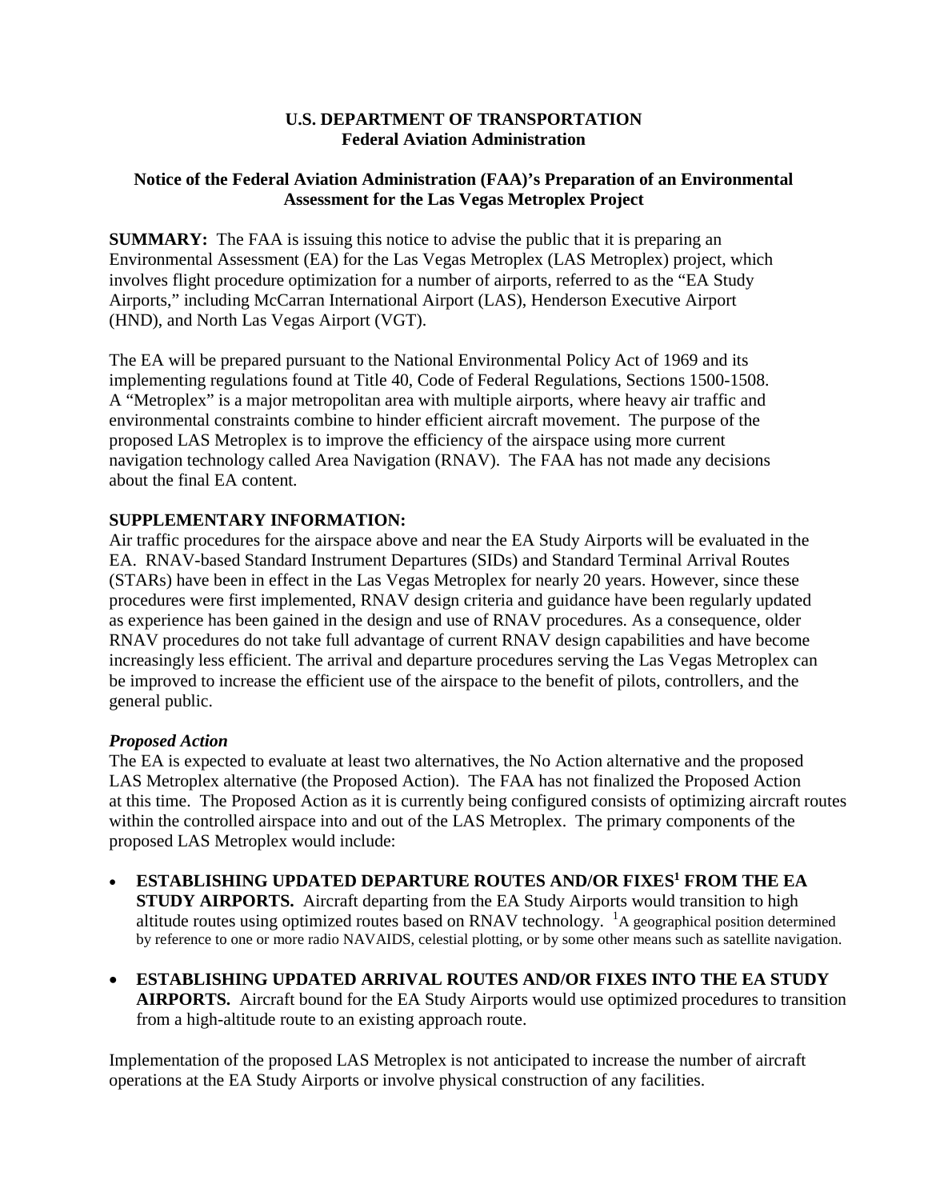**U.S. DEPARTMENT OF TRANSPORTATION**
**Federal Aviation Administration**

**Notice of the Federal Aviation Administration (FAA)'s Preparation of an Environmental Assessment for the Las Vegas Metroplex Project**

**SUMMARY:** The FAA is issuing this notice to advise the public that it is preparing an Environmental Assessment (EA) for the Las Vegas Metroplex (LAS Metroplex) project, which involves flight procedure optimization for a number of airports, referred to as the "EA Study Airports," including McCarran International Airport (LAS), Henderson Executive Airport (HND), and North Las Vegas Airport (VGT).

The EA will be prepared pursuant to the National Environmental Policy Act of 1969 and its implementing regulations found at Title 40, Code of Federal Regulations, Sections 1500-1508. A "Metroplex" is a major metropolitan area with multiple airports, where heavy air traffic and environmental constraints combine to hinder efficient aircraft movement. The purpose of the proposed LAS Metroplex is to improve the efficiency of the airspace using more current navigation technology called Area Navigation (RNAV). The FAA has not made any decisions about the final EA content.

**SUPPLEMENTARY INFORMATION:**
Air traffic procedures for the airspace above and near the EA Study Airports will be evaluated in the EA. RNAV-based Standard Instrument Departures (SIDs) and Standard Terminal Arrival Routes (STARs) have been in effect in the Las Vegas Metroplex for nearly 20 years. However, since these procedures were first implemented, RNAV design criteria and guidance have been regularly updated as experience has been gained in the design and use of RNAV procedures. As a consequence, older RNAV procedures do not take full advantage of current RNAV design capabilities and have become increasingly less efficient. The arrival and departure procedures serving the Las Vegas Metroplex can be improved to increase the efficient use of the airspace to the benefit of pilots, controllers, and the general public.

***Proposed Action***
The EA is expected to evaluate at least two alternatives, the No Action alternative and the proposed LAS Metroplex alternative (the Proposed Action). The FAA has not finalized the Proposed Action at this time. The Proposed Action as it is currently being configured consists of optimizing aircraft routes within the controlled airspace into and out of the LAS Metroplex. The primary components of the proposed LAS Metroplex would include:

- **ESTABLISHING UPDATED DEPARTURE ROUTES AND/OR FIXES[1] FROM THE EA STUDY AIRPORTS.** Aircraft departing from the EA Study Airports would transition to high altitude routes using optimized routes based on RNAV technology. [1]A geographical position determined by reference to one or more radio NAVAIDS, celestial plotting, or by some other means such as satellite navigation.

- **ESTABLISHING UPDATED ARRIVAL ROUTES AND/OR FIXES INTO THE EA STUDY AIRPORTS.** Aircraft bound for the EA Study Airports would use optimized procedures to transition from a high-altitude route to an existing approach route.

Implementation of the proposed LAS Metroplex is not anticipated to increase the number of aircraft operations at the EA Study Airports or involve physical construction of any facilities.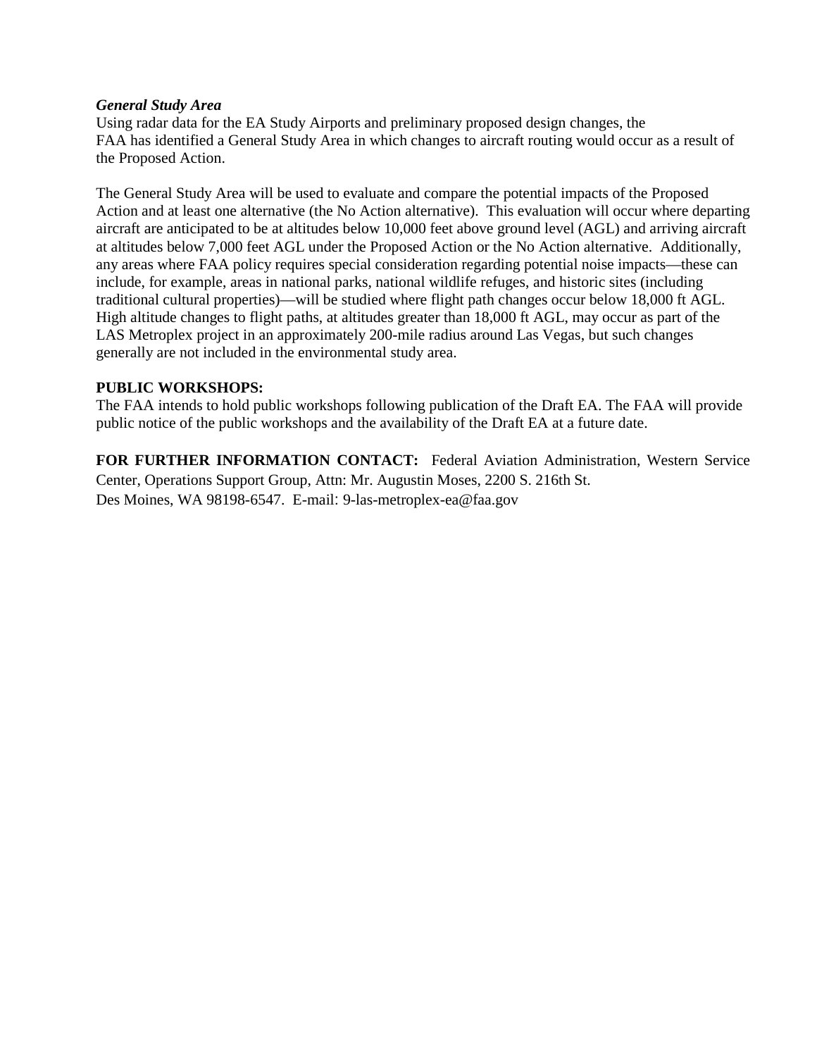***General Study Area***

Using radar data for the EA Study Airports and preliminary proposed design changes, the FAA has identified a General Study Area in which changes to aircraft routing would occur as a result of the Proposed Action.

The General Study Area will be used to evaluate and compare the potential impacts of the Proposed Action and at least one alternative (the No Action alternative). This evaluation will occur where departing aircraft are anticipated to be at altitudes below 10,000 feet above ground level (AGL) and arriving aircraft at altitudes below 7,000 feet AGL under the Proposed Action or the No Action alternative. Additionally, any areas where FAA policy requires special consideration regarding potential noise impacts—these can include, for example, areas in national parks, national wildlife refuges, and historic sites (including traditional cultural properties)—will be studied where flight path changes occur below 18,000 ft AGL. High altitude changes to flight paths, at altitudes greater than 18,000 ft AGL, may occur as part of the LAS Metroplex project in an approximately 200-mile radius around Las Vegas, but such changes generally are not included in the environmental study area.

**PUBLIC WORKSHOPS:**

The FAA intends to hold public workshops following publication of the Draft EA. The FAA will provide public notice of the public workshops and the availability of the Draft EA at a future date.

**FOR FURTHER INFORMATION CONTACT:** Federal Aviation Administration, Western Service Center, Operations Support Group, Attn: Mr. Augustin Moses, 2200 S. 216th St. Des Moines, WA 98198-6547. E-mail: 9-las-metroplex-ea@faa.gov